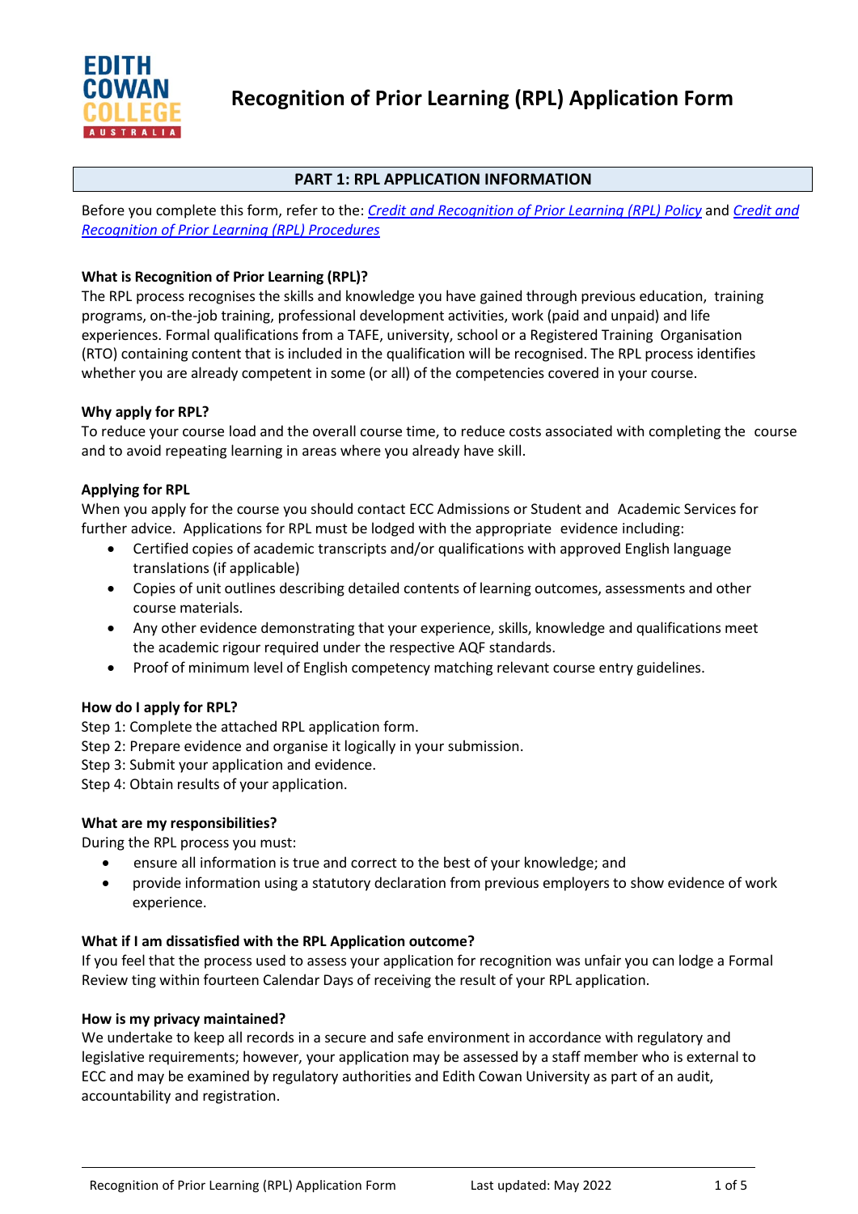EDITH COWAN COLLEGE AUSTRALIA

# Recognition of Prior Learning (RPL) Application Form

## PART 1: RPL APPLICATION INFORMATION

Before you complete this form, refer to the: *Credit and Recognition of Prior Learning (RPL) Policy* and *Credit and Recognition of Prior Learning (RPL) Procedures*

**What is Recognition of Prior Learning (RPL)?**

The RPL process recognises the skills and knowledge you have gained through previous education, training programs, on-the-job training, professional development activities, work (paid and unpaid) and life experiences. Formal qualifications from a TAFE, university, school or a Registered Training Organisation (RTO) containing content that is included in the qualification will be recognised. The RPL process identifies whether you are already competent in some (or all) of the competencies covered in your course.

**Why apply for RPL?**

To reduce your course load and the overall course time, to reduce costs associated with completing the course and to avoid repeating learning in areas where you already have skill.

**Applying for RPL**

When you apply for the course you should contact ECC Admissions or Student and Academic Services for further advice. Applications for RPL must be lodged with the appropriate evidence including:

- Certified copies of academic transcripts and/or qualifications with approved English language translations (if applicable)
- Copies of unit outlines describing detailed contents of learning outcomes, assessments and other course materials.
- Any other evidence demonstrating that your experience, skills, knowledge and qualifications meet the academic rigour required under the respective AQF standards.
- Proof of minimum level of English competency matching relevant course entry guidelines.

**How do I apply for RPL?**

Step 1: Complete the attached RPL application form.
Step 2: Prepare evidence and organise it logically in your submission.
Step 3: Submit your application and evidence.
Step 4: Obtain results of your application.

**What are my responsibilities?**

During the RPL process you must:

- ensure all information is true and correct to the best of your knowledge; and
- provide information using a statutory declaration from previous employers to show evidence of work experience.

**What if I am dissatisfied with the RPL Application outcome?**

If you feel that the process used to assess your application for recognition was unfair you can lodge a Formal Review ting within fourteen Calendar Days of receiving the result of your RPL application.

**How is my privacy maintained?**

We undertake to keep all records in a secure and safe environment in accordance with regulatory and legislative requirements; however, your application may be assessed by a staff member who is external to ECC and may be examined by regulatory authorities and Edith Cowan University as part of an audit, accountability and registration.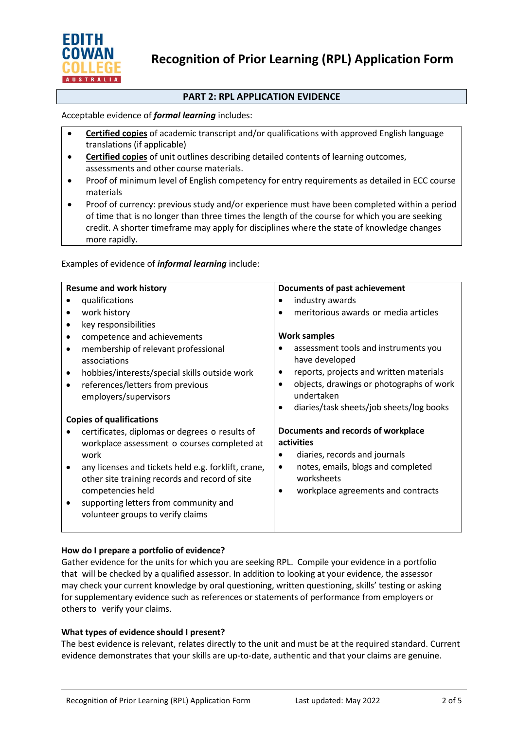# Recognition of Prior Learning (RPL) Application Form

## PART 2: RPL APPLICATION EVIDENCE

Acceptable evidence of ***formal learning*** includes:

- **Certified copies** of academic transcript and/or qualifications with approved English language translations (if applicable)
- **Certified copies** of unit outlines describing detailed contents of learning outcomes, assessments and other course materials.
- Proof of minimum level of English competency for entry requirements as detailed in ECC course materials
- Proof of currency: previous study and/or experience must have been completed within a period of time that is no longer than three times the length of the course for which you are seeking credit. A shorter timeframe may apply for disciplines where the state of knowledge changes more rapidly.

Examples of evidence of ***informal learning*** include:

| **Resume and work history** | **Documents of past achievement** |
|---|---|
| • qualifications<br>• work history<br>• key responsibilities<br>• competence and achievements<br>• membership of relevant professional associations<br>• hobbies/interests/special skills outside work<br>• references/letters from previous employers/supervisors | • industry awards<br>• meritorious awards or media articles<br><br>**Work samples**<br>• assessment tools and instruments you have developed<br>• reports, projects and written materials<br>• objects, drawings or photographs of work undertaken<br>• diaries/task sheets/job sheets/log books |
| **Copies of qualifications**<br>• certificates, diplomas or degrees o results of workplace assessment o courses completed at work<br>• any licenses and tickets held e.g. forklift, crane, other site training records and record of site competencies held<br>• supporting letters from community and volunteer groups to verify claims | **Documents and records of workplace activities**<br>• diaries, records and journals<br>• notes, emails, blogs and completed worksheets<br>• workplace agreements and contracts |

**How do I prepare a portfolio of evidence?**

Gather evidence for the units for which you are seeking RPL. Compile your evidence in a portfolio that will be checked by a qualified assessor. In addition to looking at your evidence, the assessor may check your current knowledge by oral questioning, written questioning, skills' testing or asking for supplementary evidence such as references or statements of performance from employers or others to verify your claims.

**What types of evidence should I present?**

The best evidence is relevant, relates directly to the unit and must be at the required standard. Current evidence demonstrates that your skills are up-to-date, authentic and that your claims are genuine.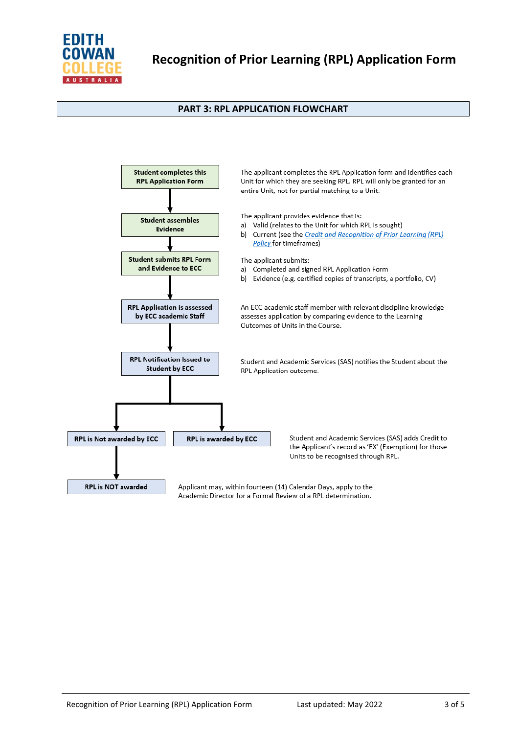## PART 3: RPL APPLICATION FLOWCHART

| Step | Description |
| --- | --- |
| **Student completes this RPL Application Form** | The applicant completes the RPL Application form and identifies each Unit for which they are seeking RPL. RPL will only be granted for an entire Unit, not for partial matching to a Unit. |
| **Student assembles Evidence** | The applicant provides evidence that is:<br>a) Valid (relates to the Unit for which RPL is sought)<br>b) Current (see the *Credit and Recognition of Prior Learning (RPL) Policy* for timeframes) |
| **Student submits RPL Form and Evidence to ECC** | The applicant submits:<br>a) Completed and signed RPL Application Form<br>b) Evidence (e.g. certified copies of transcripts, a portfolio, CV) |
| **RPL Application is assessed by ECC academic Staff** | An ECC academic staff member with relevant discipline knowledge assesses application by comparing evidence to the Learning Outcomes of Units in the Course. |
| **RPL Notification Issued to Student by ECC** | Student and Academic Services (SAS) notifies the Student about the RPL Application outcome. |
| **RPL is awarded by ECC** | Student and Academic Services (SAS) adds Credit to the Applicant's record as 'EX' (Exemption) for those Units to be recognised through RPL. |
| **RPL is Not awarded by ECC** → **RPL is NOT awarded** | Applicant may, within fourteen (14) Calendar Days, apply to the Academic Director for a Formal Review of a RPL determination. |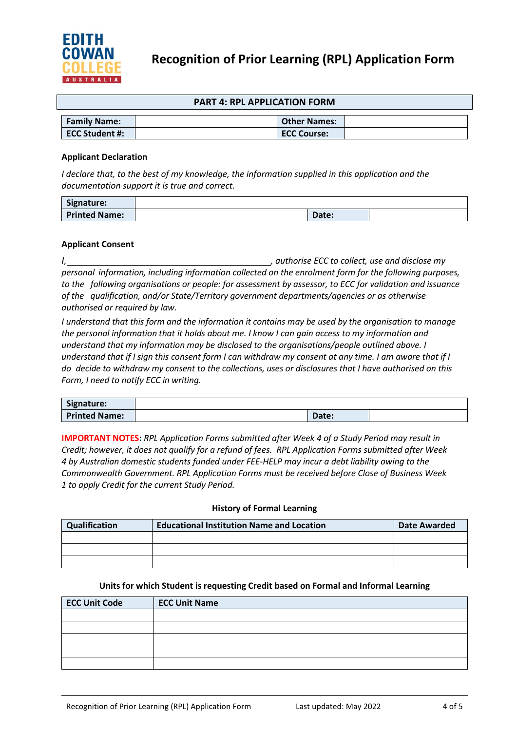# Recognition of Prior Learning (RPL) Application Form

## PART 4: RPL APPLICATION FORM

| **Family Name:** | | **Other Names:** | |
|---|---|---|---|
| **ECC Student #:** | | **ECC Course:** | |

**Applicant Declaration**

*I declare that, to the best of my knowledge, the information supplied in this application and the documentation support it is true and correct.*

| **Signature:** | | | |
|---|---|---|---|
| **Printed Name:** | | **Date:** | |

**Applicant Consent**

*I, ____________________________________________, authorise ECC to collect, use and disclose my personal information, including information collected on the enrolment form for the following purposes, to the following organisations or people: for assessment by assessor, to ECC for validation and issuance of the qualification, and/or State/Territory government departments/agencies or as otherwise authorised or required by law.*

*I understand that this form and the information it contains may be used by the organisation to manage the personal information that it holds about me. I know I can gain access to my information and understand that my information may be disclosed to the organisations/people outlined above. I understand that if I sign this consent form I can withdraw my consent at any time. I am aware that if I do decide to withdraw my consent to the collections, uses or disclosures that I have authorised on this Form, I need to notify ECC in writing.*

| **Signature:** | | | |
|---|---|---|---|
| **Printed Name:** | | **Date:** | |

**IMPORTANT NOTES:** *RPL Application Forms submitted after Week 4 of a Study Period may result in Credit; however, it does not qualify for a refund of fees. RPL Application Forms submitted after Week 4 by Australian domestic students funded under FEE-HELP may incur a debt liability owing to the Commonwealth Government. RPL Application Forms must be received before Close of Business Week 1 to apply Credit for the current Study Period.*

**History of Formal Learning**

| Qualification | Educational Institution Name and Location | Date Awarded |
|---|---|---|
| | | |
| | | |
| | | |

**Units for which Student is requesting Credit based on Formal and Informal Learning**

| ECC Unit Code | ECC Unit Name |
|---|---|
| | |
| | |
| | |
| | |
| | |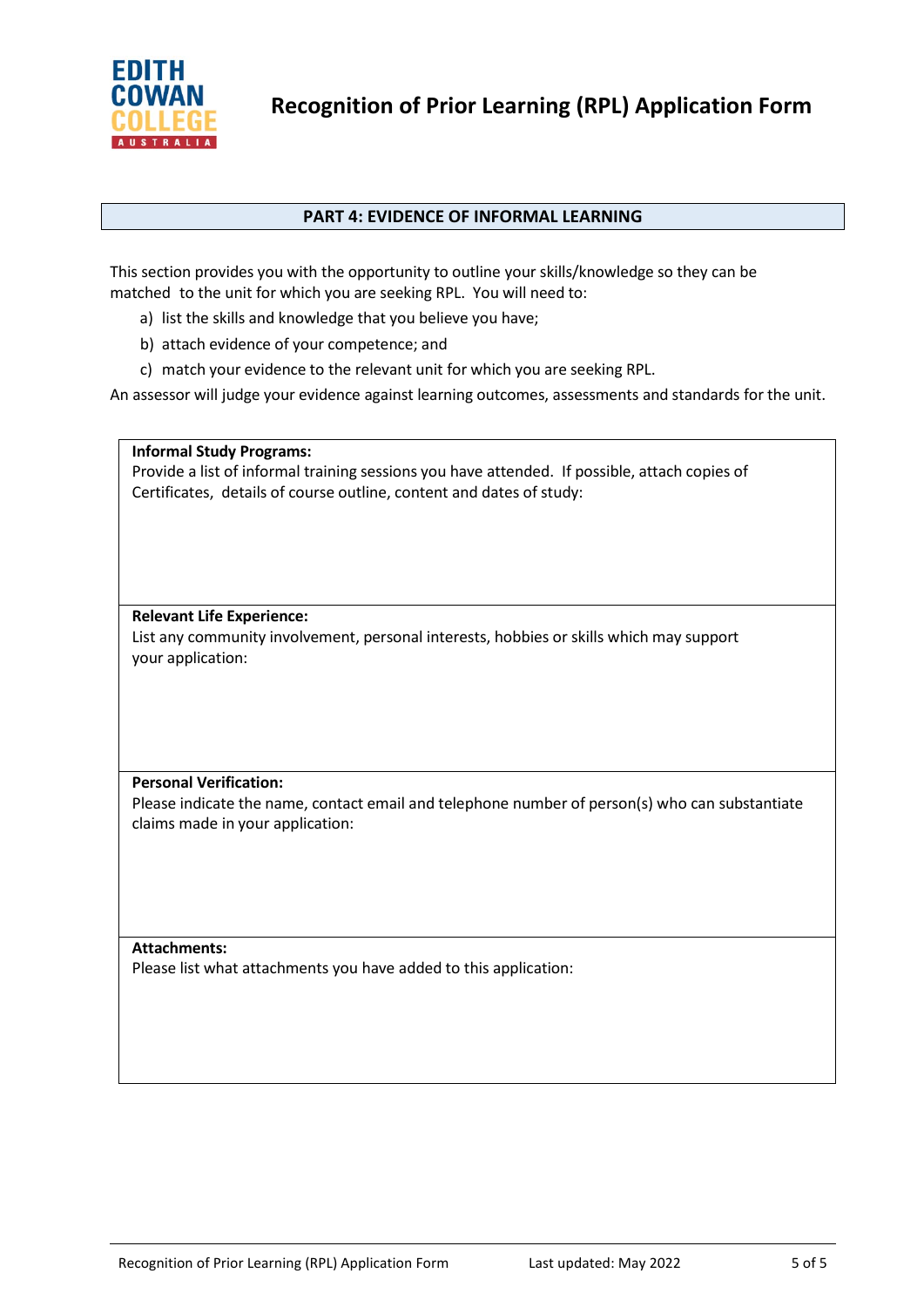# Recognition of Prior Learning (RPL) Application Form

## PART 4: EVIDENCE OF INFORMAL LEARNING

This section provides you with the opportunity to outline your skills/knowledge so they can be matched to the unit for which you are seeking RPL. You will need to:

a) list the skills and knowledge that you believe you have;
b) attach evidence of your competence; and
c) match your evidence to the relevant unit for which you are seeking RPL.

An assessor will judge your evidence against learning outcomes, assessments and standards for the unit.

| |
|---|
| **Informal Study Programs:**<br>Provide a list of informal training sessions you have attended. If possible, attach copies of Certificates, details of course outline, content and dates of study: |
| **Relevant Life Experience:**<br>List any community involvement, personal interests, hobbies or skills which may support your application: |
| **Personal Verification:**<br>Please indicate the name, contact email and telephone number of person(s) who can substantiate claims made in your application: |
| **Attachments:**<br>Please list what attachments you have added to this application: |